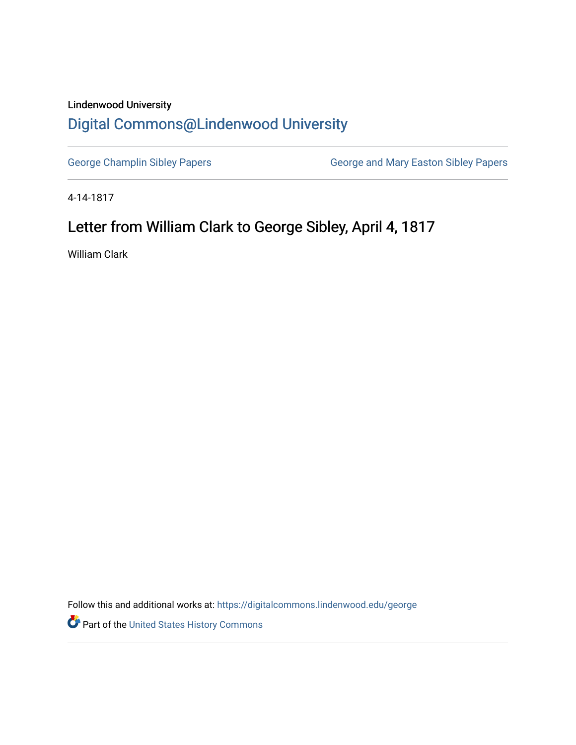Lindenwood University

# Digital Commons@Lindenwood University

George Champlin Sibley Papers

George and Mary Easton Sibley Papers

4-14-1817

## Letter from William Clark to George Sibley, April 4, 1817

William Clark

Follow this and additional works at: https://digitalcommons.lindenwood.edu/george

Part of the United States History Commons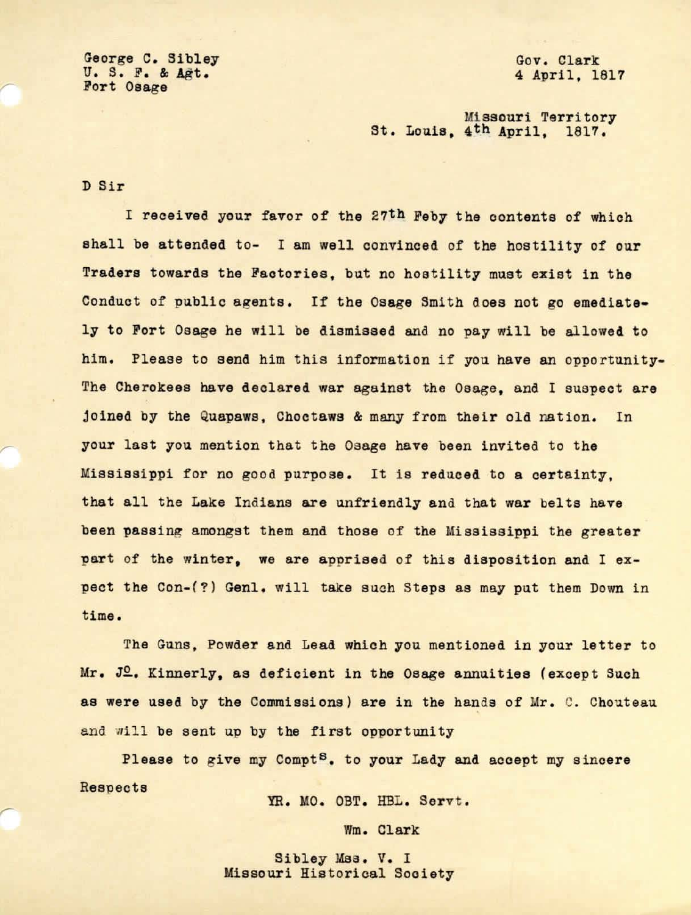George C. Sibley
U. S. F. & Agt.
Fort Osage

Gov. Clark
4 April, 1817

Missouri Territory
St. Louis, 4th April, 1817.

D Sir

I received your favor of the 27th Feby the contents of which shall be attended to- I am well convinced of the hostility of our Traders towards the Factories, but no hostility must exist in the Conduct of public agents. If the Osage Smith does not go emediately to Fort Osage he will be dismissed and no pay will be allowed to him. Please to send him this information if you have an opportunity- The Cherokees have declared war against the Osage, and I suspect are joined by the Quapaws, Choctaws & many from their old nation. In your last you mention that the Osage have been invited to the Mississippi for no good purpose. It is reduced to a certainty, that all the Lake Indians are unfriendly and that war belts have been passing amongst them and those of the Mississippi the greater part of the winter, we are apprised of this disposition and I expect the Con-(?) Genl. will take such Steps as may put them Down in time.

The Guns, Powder and Lead which you mentioned in your letter to Mr. Jo. Kinnerly, as deficient in the Osage annuities (except Such as were used by the Commissions) are in the hands of Mr. C. Chouteau and will be sent up by the first opportunity

Please to give my Compts. to your Lady and accept my sincere Respects

YR. MO. OBT. HBL. Servt.

Wm. Clark

Sibley Mss. V. I
Missouri Historical Society